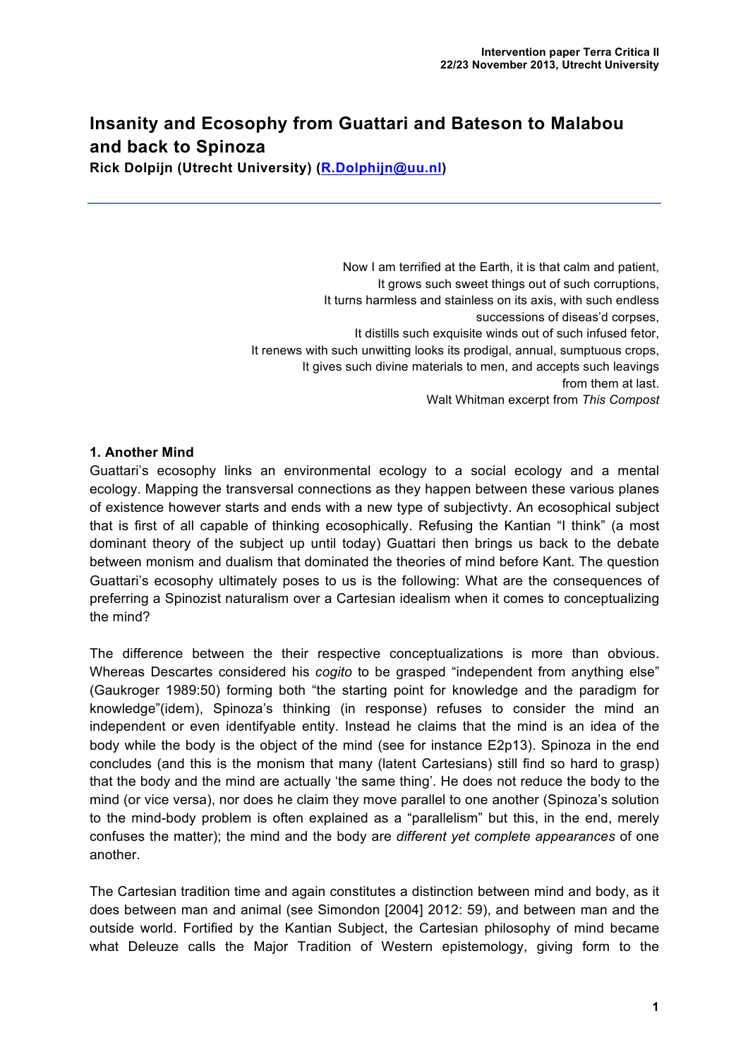# Insanity and Ecosophy from Guattari and Bateson to Malabou and back to Spinoza

**Rick Dolpijn (Utrecht University) (R.Dolphijn@uu.nl)**

> Now I am terrified at the Earth, it is that calm and patient,
> It grows such sweet things out of such corruptions,
> It turns harmless and stainless on its axis, with such endless successions of diseas'd corpses,
> It distills such exquisite winds out of such infused fetor,
> It renews with such unwitting looks its prodigal, annual, sumptuous crops,
> It gives such divine materials to men, and accepts such leavings from them at last.
>
> Walt Whitman excerpt from *This Compost*

## 1. Another Mind

Guattari's ecosophy links an environmental ecology to a social ecology and a mental ecology. Mapping the transversal connections as they happen between these various planes of existence however starts and ends with a new type of subjectivty. An ecosophical subject that is first of all capable of thinking ecosophically. Refusing the Kantian "I think" (a most dominant theory of the subject up until today) Guattari then brings us back to the debate between monism and dualism that dominated the theories of mind before Kant. The question Guattari's ecosophy ultimately poses to us is the following: What are the consequences of preferring a Spinozist naturalism over a Cartesian idealism when it comes to conceptualizing the mind?

The difference between the their respective conceptualizations is more than obvious. Whereas Descartes considered his *cogito* to be grasped "independent from anything else" (Gaukroger 1989:50) forming both "the starting point for knowledge and the paradigm for knowledge"(idem), Spinoza's thinking (in response) refuses to consider the mind an independent or even identifyable entity. Instead he claims that the mind is an idea of the body while the body is the object of the mind (see for instance E2p13). Spinoza in the end concludes (and this is the monism that many (latent Cartesians) still find so hard to grasp) that the body and the mind are actually 'the same thing'. He does not reduce the body to the mind (or vice versa), nor does he claim they move parallel to one another (Spinoza's solution to the mind-body problem is often explained as a "parallelism" but this, in the end, merely confuses the matter); the mind and the body are *different yet complete appearances* of one another.

The Cartesian tradition time and again constitutes a distinction between mind and body, as it does between man and animal (see Simondon [2004] 2012: 59), and between man and the outside world. Fortified by the Kantian Subject, the Cartesian philosophy of mind became what Deleuze calls the Major Tradition of Western epistemology, giving form to the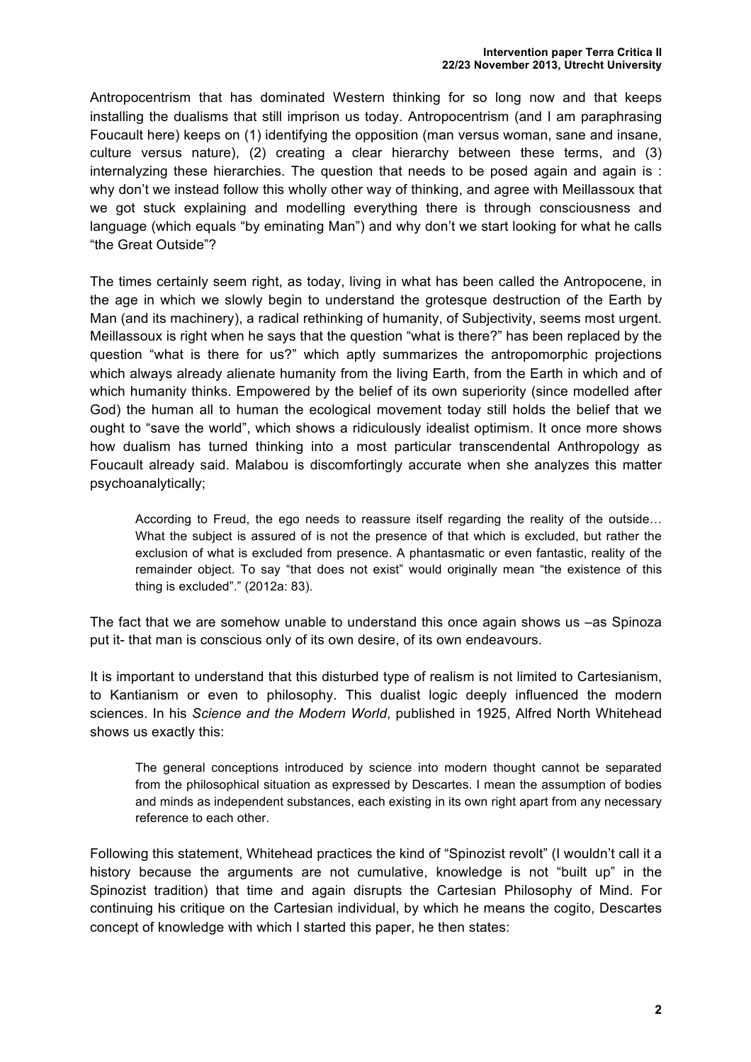Antropocentrism that has dominated Western thinking for so long now and that keeps installing the dualisms that still imprison us today. Antropocentrism (and I am paraphrasing Foucault here) keeps on (1) identifying the opposition (man versus woman, sane and insane, culture versus nature), (2) creating a clear hierarchy between these terms, and (3) internalyzing these hierarchies. The question that needs to be posed again and again is : why don't we instead follow this wholly other way of thinking, and agree with Meillassoux that we got stuck explaining and modelling everything there is through consciousness and language (which equals "by eminating Man") and why don't we start looking for what he calls "the Great Outside"?

The times certainly seem right, as today, living in what has been called the Antropocene, in the age in which we slowly begin to understand the grotesque destruction of the Earth by Man (and its machinery), a radical rethinking of humanity, of Subjectivity, seems most urgent. Meillassoux is right when he says that the question "what is there?" has been replaced by the question "what is there for us?" which aptly summarizes the antropomorphic projections which always already alienate humanity from the living Earth, from the Earth in which and of which humanity thinks. Empowered by the belief of its own superiority (since modelled after God) the human all to human the ecological movement today still holds the belief that we ought to "save the world", which shows a ridiculously idealist optimism. It once more shows how dualism has turned thinking into a most particular transcendental Anthropology as Foucault already said. Malabou is discomfortingly accurate when she analyzes this matter psychoanalytically;

> According to Freud, the ego needs to reassure itself regarding the reality of the outside… What the subject is assured of is not the presence of that which is excluded, but rather the exclusion of what is excluded from presence. A phantasmatic or even fantastic, reality of the remainder object. To say "that does not exist" would originally mean "the existence of this thing is excluded"." (2012a: 83).

The fact that we are somehow unable to understand this once again shows us –as Spinoza put it- that man is conscious only of its own desire, of its own endeavours.

It is important to understand that this disturbed type of realism is not limited to Cartesianism, to Kantianism or even to philosophy. This dualist logic deeply influenced the modern sciences. In his *Science and the Modern World*, published in 1925, Alfred North Whitehead shows us exactly this:

> The general conceptions introduced by science into modern thought cannot be separated from the philosophical situation as expressed by Descartes. I mean the assumption of bodies and minds as independent substances, each existing in its own right apart from any necessary reference to each other.

Following this statement, Whitehead practices the kind of "Spinozist revolt" (I wouldn't call it a history because the arguments are not cumulative, knowledge is not "built up" in the Spinozist tradition) that time and again disrupts the Cartesian Philosophy of Mind. For continuing his critique on the Cartesian individual, by which he means the cogito, Descartes concept of knowledge with which I started this paper, he then states: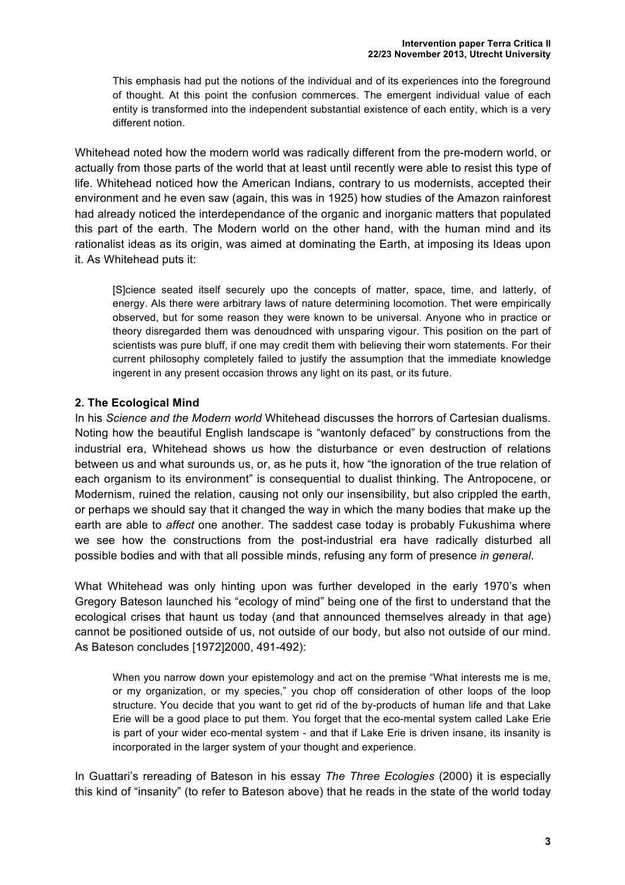> This emphasis had put the notions of the individual and of its experiences into the foreground of thought. At this point the confusion commerces. The emergent individual value of each entity is transformed into the independent substantial existence of each entity, which is a very different notion.

Whitehead noted how the modern world was radically different from the pre-modern world, or actually from those parts of the world that at least until recently were able to resist this type of life. Whitehead noticed how the American Indians, contrary to us modernists, accepted their environment and he even saw (again, this was in 1925) how studies of the Amazon rainforest had already noticed the interdependance of the organic and inorganic matters that populated this part of the earth. The Modern world on the other hand, with the human mind and its rationalist ideas as its origin, was aimed at dominating the Earth, at imposing its Ideas upon it. As Whitehead puts it:

> [S]cience seated itself securely upo the concepts of matter, space, time, and latterly, of energy. Als there were arbitrary laws of nature determining locomotion. Thet were empirically observed, but for some reason they were known to be universal. Anyone who in practice or theory disregarded them was denoudnced with unsparing vigour. This position on the part of scientists was pure bluff, if one may credit them with believing their worn statements. For their current philosophy completely failed to justify the assumption that the immediate knowledge ingerent in any present occasion throws any light on its past, or its future.

## 2. The Ecological Mind

In his *Science and the Modern world* Whitehead discusses the horrors of Cartesian dualisms. Noting how the beautiful English landscape is "wantonly defaced" by constructions from the industrial era, Whitehead shows us how the disturbance or even destruction of relations between us and what surounds us, or, as he puts it, how "the ignoration of the true relation of each organism to its environment" is consequential to dualist thinking. The Antropocene, or Modernism, ruined the relation, causing not only our insensibility, but also crippled the earth, or perhaps we should say that it changed the way in which the many bodies that make up the earth are able to *affect* one another. The saddest case today is probably Fukushima where we see how the constructions from the post-industrial era have radically disturbed all possible bodies and with that all possible minds, refusing any form of presence *in general*.

What Whitehead was only hinting upon was further developed in the early 1970's when Gregory Bateson launched his "ecology of mind" being one of the first to understand that the ecological crises that haunt us today (and that announced themselves already in that age) cannot be positioned outside of us, not outside of our body, but also not outside of our mind. As Bateson concludes [1972]2000, 491-492):

> When you narrow down your epistemology and act on the premise "What interests me is me, or my organization, or my species," you chop off consideration of other loops of the loop structure. You decide that you want to get rid of the by-products of human life and that Lake Erie will be a good place to put them. You forget that the eco-mental system called Lake Erie is part of your wider eco-mental system - and that if Lake Erie is driven insane, its insanity is incorporated in the larger system of your thought and experience.

In Guattari's rereading of Bateson in his essay *The Three Ecologies* (2000) it is especially this kind of "insanity" (to refer to Bateson above) that he reads in the state of the world today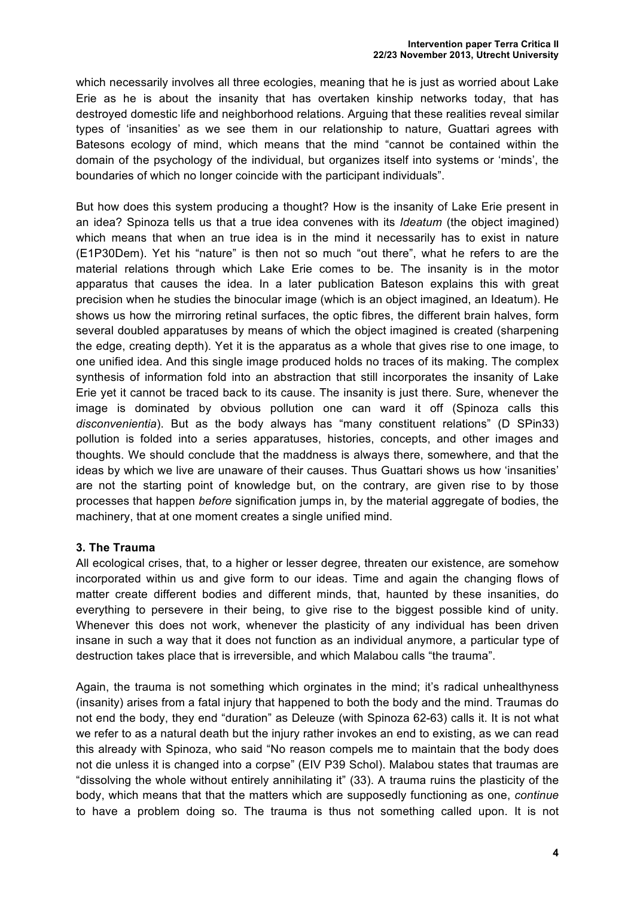which necessarily involves all three ecologies, meaning that he is just as worried about Lake Erie as he is about the insanity that has overtaken kinship networks today, that has destroyed domestic life and neighborhood relations. Arguing that these realities reveal similar types of 'insanities' as we see them in our relationship to nature, Guattari agrees with Batesons ecology of mind, which means that the mind "cannot be contained within the domain of the psychology of the individual, but organizes itself into systems or 'minds', the boundaries of which no longer coincide with the participant individuals".

But how does this system producing a thought? How is the insanity of Lake Erie present in an idea? Spinoza tells us that a true idea convenes with its *Ideatum* (the object imagined) which means that when an true idea is in the mind it necessarily has to exist in nature (E1P30Dem). Yet his "nature" is then not so much "out there", what he refers to are the material relations through which Lake Erie comes to be. The insanity is in the motor apparatus that causes the idea. In a later publication Bateson explains this with great precision when he studies the binocular image (which is an object imagined, an Ideatum). He shows us how the mirroring retinal surfaces, the optic fibres, the different brain halves, form several doubled apparatuses by means of which the object imagined is created (sharpening the edge, creating depth). Yet it is the apparatus as a whole that gives rise to one image, to one unified idea. And this single image produced holds no traces of its making. The complex synthesis of information fold into an abstraction that still incorporates the insanity of Lake Erie yet it cannot be traced back to its cause. The insanity is just there. Sure, whenever the image is dominated by obvious pollution one can ward it off (Spinoza calls this *disconvenientia*). But as the body always has "many constituent relations" (D SPin33) pollution is folded into a series apparatuses, histories, concepts, and other images and thoughts. We should conclude that the maddness is always there, somewhere, and that the ideas by which we live are unaware of their causes. Thus Guattari shows us how 'insanities' are not the starting point of knowledge but, on the contrary, are given rise to by those processes that happen *before* signification jumps in, by the material aggregate of bodies, the machinery, that at one moment creates a single unified mind.

### 3. The Trauma

All ecological crises, that, to a higher or lesser degree, threaten our existence, are somehow incorporated within us and give form to our ideas. Time and again the changing flows of matter create different bodies and different minds, that, haunted by these insanities, do everything to persevere in their being, to give rise to the biggest possible kind of unity. Whenever this does not work, whenever the plasticity of any individual has been driven insane in such a way that it does not function as an individual anymore, a particular type of destruction takes place that is irreversible, and which Malabou calls "the trauma".

Again, the trauma is not something which orginates in the mind; it's radical unhealthyness (insanity) arises from a fatal injury that happened to both the body and the mind. Traumas do not end the body, they end "duration" as Deleuze (with Spinoza 62-63) calls it. It is not what we refer to as a natural death but the injury rather invokes an end to existing, as we can read this already with Spinoza, who said "No reason compels me to maintain that the body does not die unless it is changed into a corpse" (EIV P39 Schol). Malabou states that traumas are "dissolving the whole without entirely annihilating it" (33). A trauma ruins the plasticity of the body, which means that that the matters which are supposedly functioning as one, *continue* to have a problem doing so. The trauma is thus not something called upon. It is not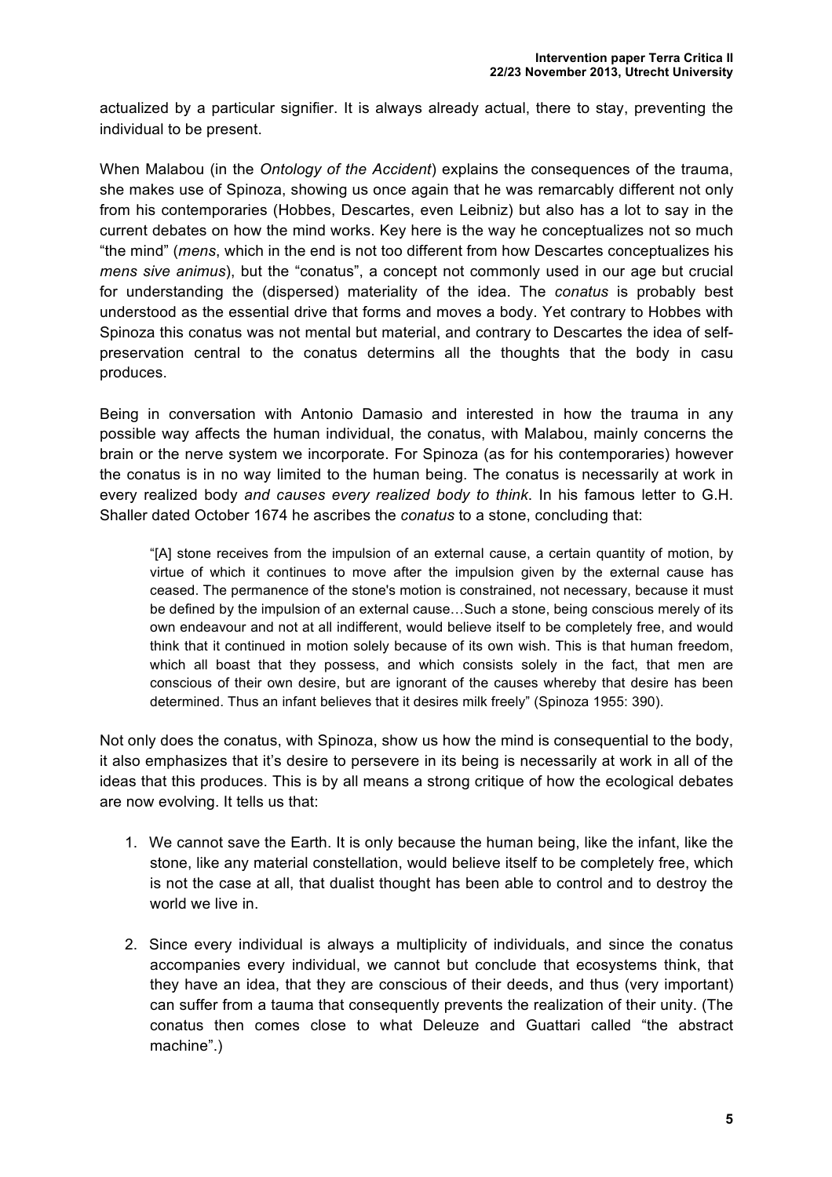actualized by a particular signifier. It is always already actual, there to stay, preventing the individual to be present.

When Malabou (in the *Ontology of the Accident*) explains the consequences of the trauma, she makes use of Spinoza, showing us once again that he was remarcably different not only from his contemporaries (Hobbes, Descartes, even Leibniz) but also has a lot to say in the current debates on how the mind works. Key here is the way he conceptualizes not so much "the mind" (*mens*, which in the end is not too different from how Descartes conceptualizes his *mens sive animus*), but the "conatus", a concept not commonly used in our age but crucial for understanding the (dispersed) materiality of the idea. The *conatus* is probably best understood as the essential drive that forms and moves a body. Yet contrary to Hobbes with Spinoza this conatus was not mental but material, and contrary to Descartes the idea of self-preservation central to the conatus determins all the thoughts that the body in casu produces.

Being in conversation with Antonio Damasio and interested in how the trauma in any possible way affects the human individual, the conatus, with Malabou, mainly concerns the brain or the nerve system we incorporate. For Spinoza (as for his contemporaries) however the conatus is in no way limited to the human being. The conatus is necessarily at work in every realized body *and causes every realized body to think*. In his famous letter to G.H. Shaller dated October 1674 he ascribes the *conatus* to a stone, concluding that:

> "[A] stone receives from the impulsion of an external cause, a certain quantity of motion, by virtue of which it continues to move after the impulsion given by the external cause has ceased. The permanence of the stone's motion is constrained, not necessary, because it must be defined by the impulsion of an external cause…Such a stone, being conscious merely of its own endeavour and not at all indifferent, would believe itself to be completely free, and would think that it continued in motion solely because of its own wish. This is that human freedom, which all boast that they possess, and which consists solely in the fact, that men are conscious of their own desire, but are ignorant of the causes whereby that desire has been determined. Thus an infant believes that it desires milk freely" (Spinoza 1955: 390).

Not only does the conatus, with Spinoza, show us how the mind is consequential to the body, it also emphasizes that it's desire to persevere in its being is necessarily at work in all of the ideas that this produces. This is by all means a strong critique of how the ecological debates are now evolving. It tells us that:

1. We cannot save the Earth. It is only because the human being, like the infant, like the stone, like any material constellation, would believe itself to be completely free, which is not the case at all, that dualist thought has been able to control and to destroy the world we live in.

2. Since every individual is always a multiplicity of individuals, and since the conatus accompanies every individual, we cannot but conclude that ecosystems think, that they have an idea, that they are conscious of their deeds, and thus (very important) can suffer from a tauma that consequently prevents the realization of their unity. (The conatus then comes close to what Deleuze and Guattari called "the abstract machine".)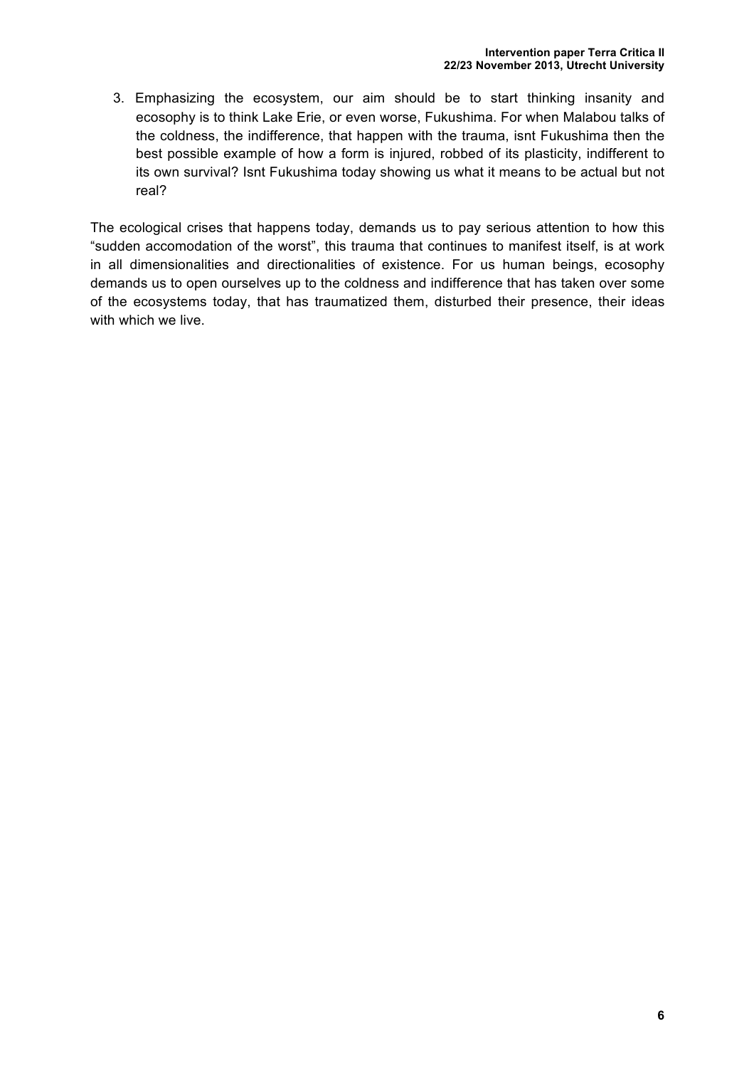3. Emphasizing the ecosystem, our aim should be to start thinking insanity and ecosophy is to think Lake Erie, or even worse, Fukushima. For when Malabou talks of the coldness, the indifference, that happen with the trauma, isnt Fukushima then the best possible example of how a form is injured, robbed of its plasticity, indifferent to its own survival? Isnt Fukushima today showing us what it means to be actual but not real?

The ecological crises that happens today, demands us to pay serious attention to how this "sudden accomodation of the worst", this trauma that continues to manifest itself, is at work in all dimensionalities and directionalities of existence. For us human beings, ecosophy demands us to open ourselves up to the coldness and indifference that has taken over some of the ecosystems today, that has traumatized them, disturbed their presence, their ideas with which we live.